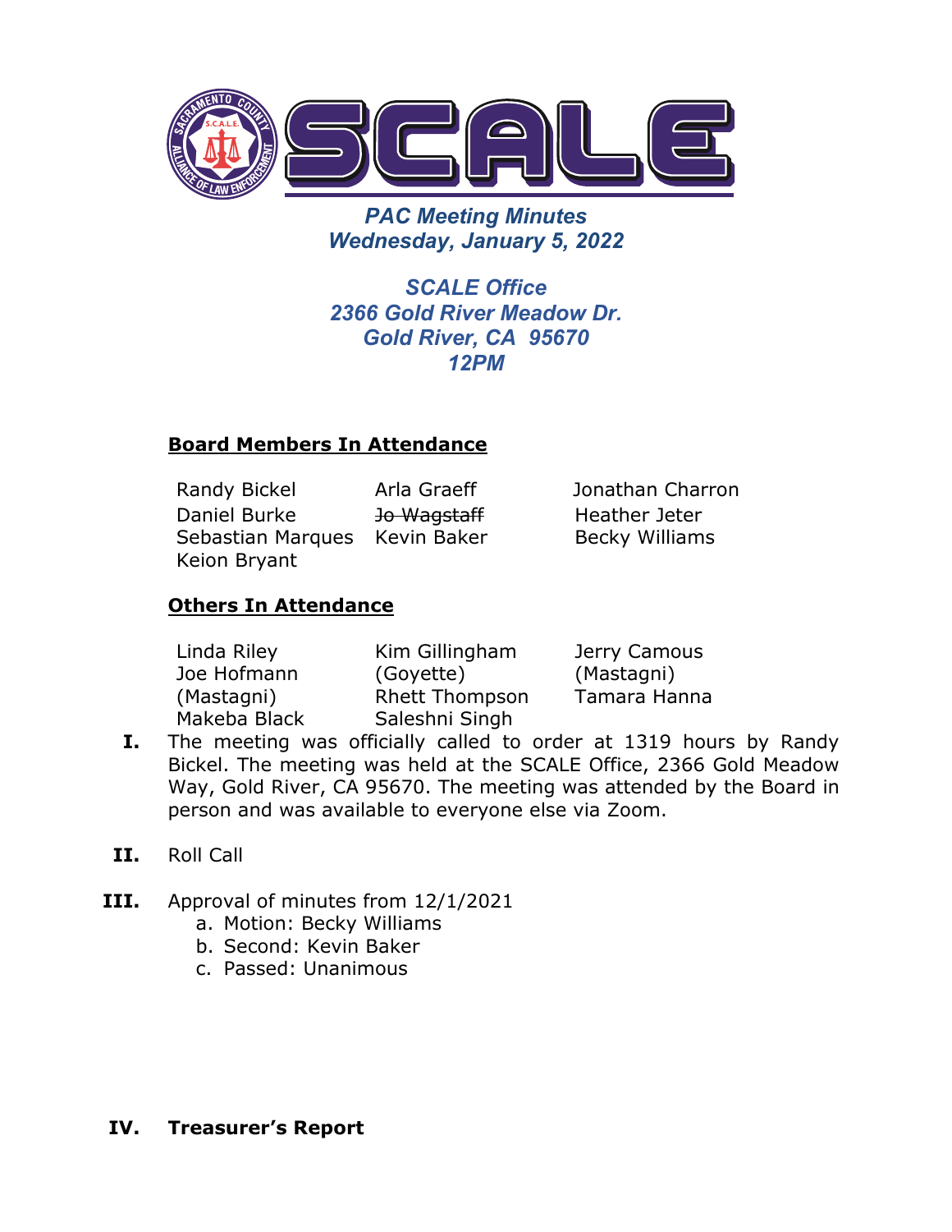# PAC Meeting Minutes

## Wednesday, January 5, 2022

**SCALE Office**
**2366 Gold River Meadow Dr.**
**Gold River, CA 95670**
**12PM**

### Board Members In Attendance

| | | |
|---|---|---|
| Randy Bickel | Arla Graeff | Jonathan Charron |
| Daniel Burke | ~~Jo Wagstaff~~ | Heather Jeter |
| Sebastian Marques | Kevin Baker | Becky Williams |
| Keion Bryant | | |

### Others In Attendance

| | | |
|---|---|---|
| Linda Riley | Kim Gillingham (Goyette) | Jerry Camous (Mastagni) |
| Joe Hofmann (Mastagni) | Rhett Thompson | Tamara Hanna |
| Makeba Black | Saleshni Singh | |

**I.** The meeting was officially called to order at 1319 hours by Randy Bickel. The meeting was held at the SCALE Office, 2366 Gold Meadow Way, Gold River, CA 95670. The meeting was attended by the Board in person and was available to everyone else via Zoom.

**II.** Roll Call

**III.** Approval of minutes from 12/1/2021

a. Motion: Becky Williams
b. Second: Kevin Baker
c. Passed: Unanimous

**IV. Treasurer's Report**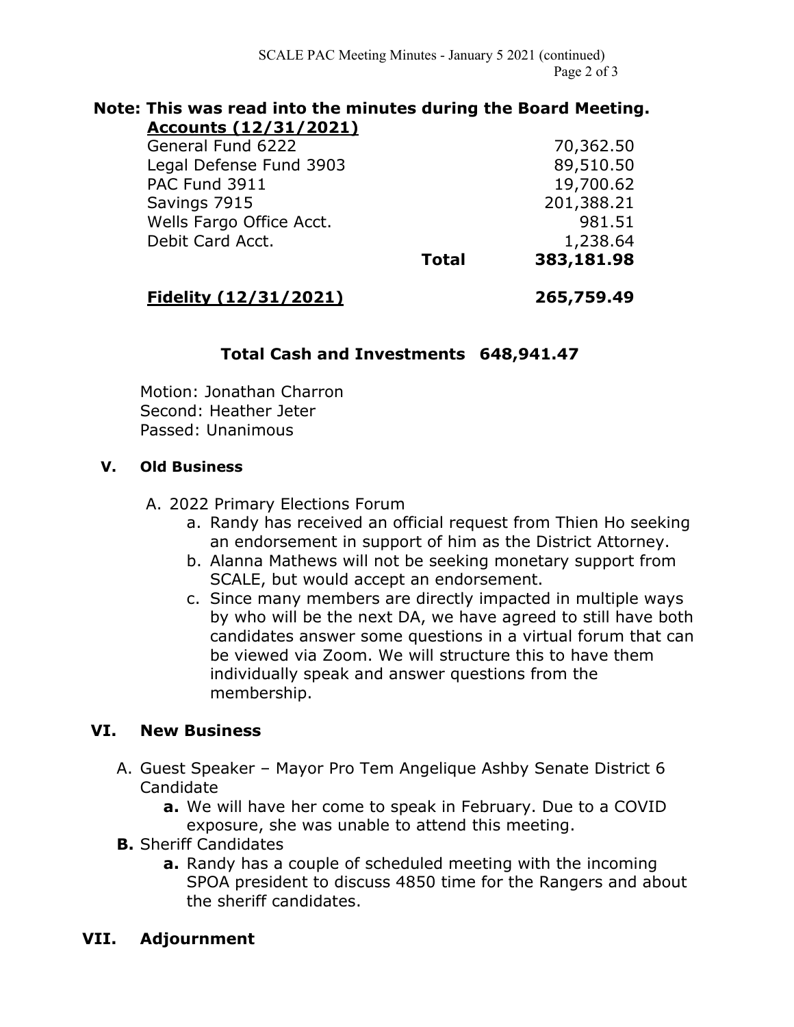**Note: This was read into the minutes during the Board Meeting.**

| **Accounts (12/31/2021)** | | |
| --- | --- | --- |
| General Fund 6222 | | 70,362.50 |
| Legal Defense Fund 3903 | | 89,510.50 |
| PAC Fund 3911 | | 19,700.62 |
| Savings 7915 | | 201,388.21 |
| Wells Fargo Office Acct. | | 981.51 |
| Debit Card Acct. | | 1,238.64 |
| | **Total** | **383,181.98** |
| **Fidelity (12/31/2021)** | | **265,759.49** |

**Total Cash and Investments 648,941.47**

Motion: Jonathan Charron
Second: Heather Jeter
Passed: Unanimous

## V. Old Business

A. 2022 Primary Elections Forum
   a. Randy has received an official request from Thien Ho seeking an endorsement in support of him as the District Attorney.
   b. Alanna Mathews will not be seeking monetary support from SCALE, but would accept an endorsement.
   c. Since many members are directly impacted in multiple ways by who will be the next DA, we have agreed to still have both candidates answer some questions in a virtual forum that can be viewed via Zoom. We will structure this to have them individually speak and answer questions from the membership.

## VI. New Business

A. Guest Speaker – Mayor Pro Tem Angelique Ashby Senate District 6 Candidate
   **a.** We will have her come to speak in February. Due to a COVID exposure, she was unable to attend this meeting.

**B.** Sheriff Candidates
   **a.** Randy has a couple of scheduled meeting with the incoming SPOA president to discuss 4850 time for the Rangers and about the sheriff candidates.

## VII. Adjournment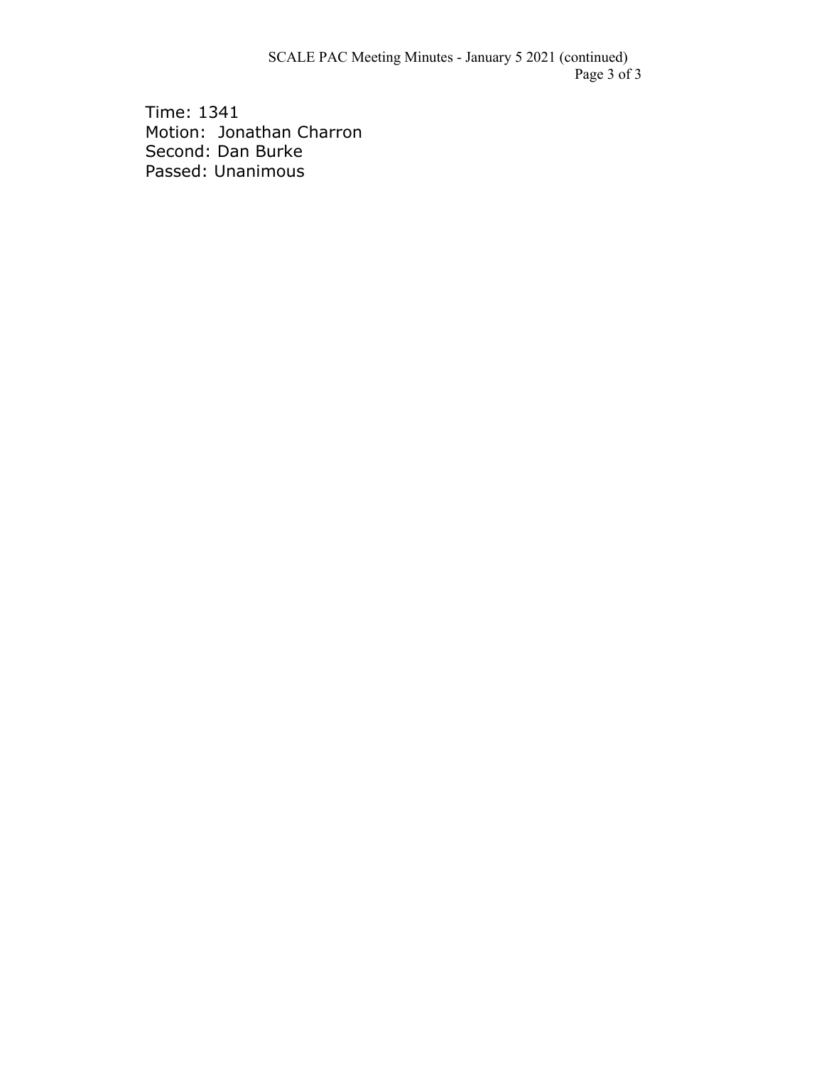Time: 1341
Motion: Jonathan Charron
Second: Dan Burke
Passed: Unanimous